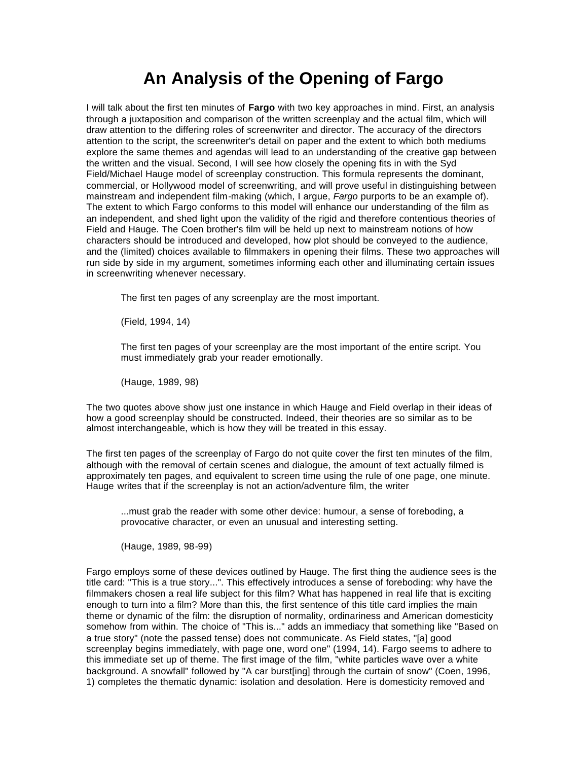# An Analysis of the Opening of Fargo

I will talk about the first ten minutes of **Fargo** with two key approaches in mind. First, an analysis through a juxtaposition and comparison of the written screenplay and the actual film, which will draw attention to the differing roles of screenwriter and director. The accuracy of the directors attention to the script, the screenwriter's detail on paper and the extent to which both mediums explore the same themes and agendas will lead to an understanding of the creative gap between the written and the visual. Second, I will see how closely the opening fits in with the Syd Field/Michael Hauge model of screenplay construction. This formula represents the dominant, commercial, or Hollywood model of screenwriting, and will prove useful in distinguishing between mainstream and independent film-making (which, I argue, *Fargo* purports to be an example of). The extent to which Fargo conforms to this model will enhance our understanding of the film as an independent, and shed light upon the validity of the rigid and therefore contentious theories of Field and Hauge. The Coen brother's film will be held up next to mainstream notions of how characters should be introduced and developed, how plot should be conveyed to the audience, and the (limited) choices available to filmmakers in opening their films. These two approaches will run side by side in my argument, sometimes informing each other and illuminating certain issues in screenwriting whenever necessary.

> The first ten pages of any screenplay are the most important.
>
> (Field, 1994, 14)
>
> The first ten pages of your screenplay are the most important of the entire script. You must immediately grab your reader emotionally.
>
> (Hauge, 1989, 98)

The two quotes above show just one instance in which Hauge and Field overlap in their ideas of how a good screenplay should be constructed. Indeed, their theories are so similar as to be almost interchangeable, which is how they will be treated in this essay.

The first ten pages of the screenplay of Fargo do not quite cover the first ten minutes of the film, although with the removal of certain scenes and dialogue, the amount of text actually filmed is approximately ten pages, and equivalent to screen time using the rule of one page, one minute. Hauge writes that if the screenplay is not an action/adventure film, the writer

> ...must grab the reader with some other device: humour, a sense of foreboding, a provocative character, or even an unusual and interesting setting.
>
> (Hauge, 1989, 98-99)

Fargo employs some of these devices outlined by Hauge. The first thing the audience sees is the title card: "This is a true story...". This effectively introduces a sense of foreboding: why have the filmmakers chosen a real life subject for this film? What has happened in real life that is exciting enough to turn into a film? More than this, the first sentence of this title card implies the main theme or dynamic of the film: the disruption of normality, ordinariness and American domesticity somehow from within. The choice of "This is..." adds an immediacy that something like "Based on a true story" (note the passed tense) does not communicate. As Field states, "[a] good screenplay begins immediately, with page one, word one" (1994, 14). Fargo seems to adhere to this immediate set up of theme. The first image of the film, "white particles wave over a white background. A snowfall" followed by "A car burst[ing] through the curtain of snow" (Coen, 1996, 1) completes the thematic dynamic: isolation and desolation. Here is domesticity removed and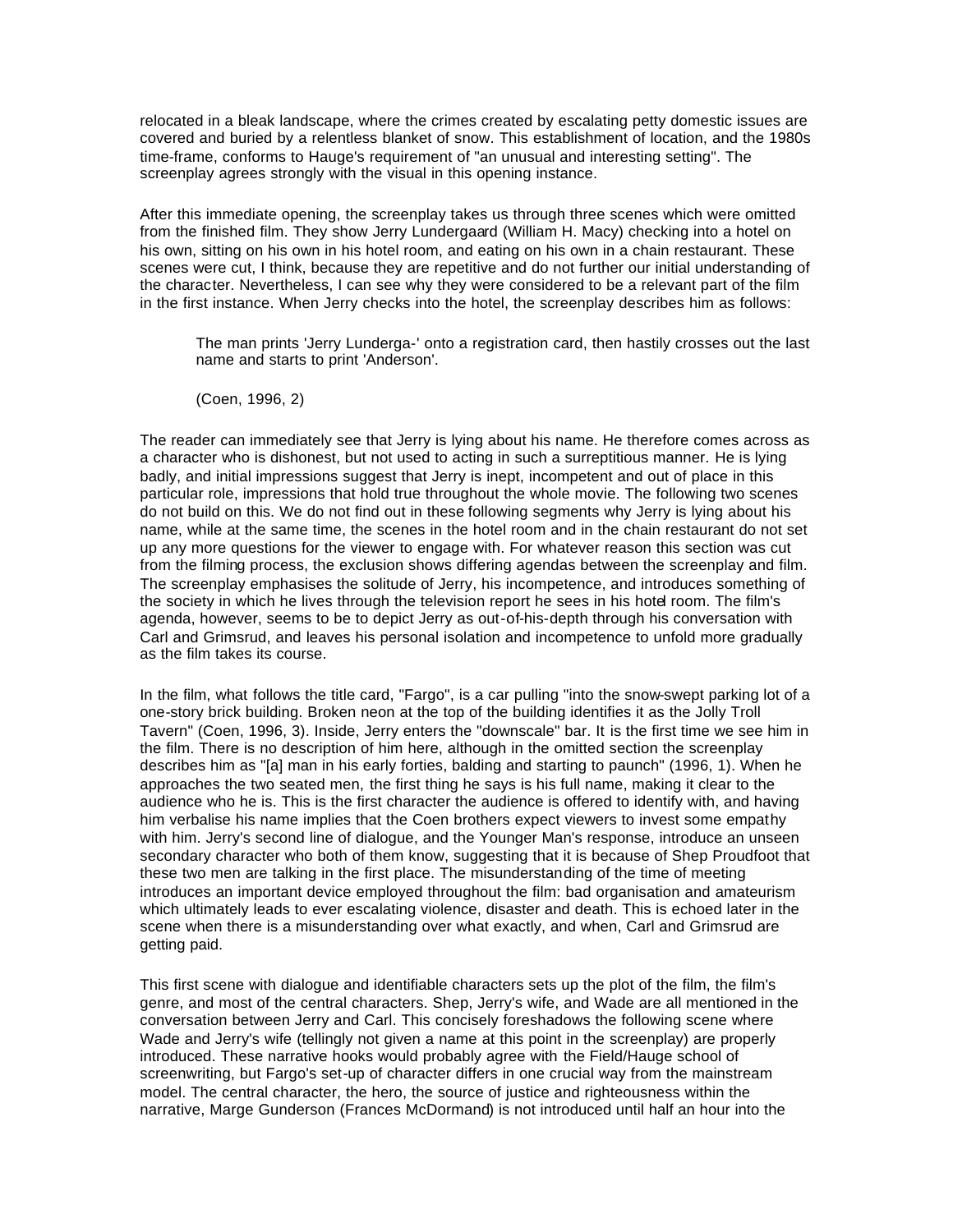relocated in a bleak landscape, where the crimes created by escalating petty domestic issues are covered and buried by a relentless blanket of snow. This establishment of location, and the 1980s time-frame, conforms to Hauge's requirement of "an unusual and interesting setting". The screenplay agrees strongly with the visual in this opening instance.

After this immediate opening, the screenplay takes us through three scenes which were omitted from the finished film. They show Jerry Lundergaard (William H. Macy) checking into a hotel on his own, sitting on his own in his hotel room, and eating on his own in a chain restaurant. These scenes were cut, I think, because they are repetitive and do not further our initial understanding of the character. Nevertheless, I can see why they were considered to be a relevant part of the film in the first instance. When Jerry checks into the hotel, the screenplay describes him as follows:

> The man prints 'Jerry Lunderga-' onto a registration card, then hastily crosses out the last name and starts to print 'Anderson'.
>
> (Coen, 1996, 2)

The reader can immediately see that Jerry is lying about his name. He therefore comes across as a character who is dishonest, but not used to acting in such a surreptitious manner. He is lying badly, and initial impressions suggest that Jerry is inept, incompetent and out of place in this particular role, impressions that hold true throughout the whole movie. The following two scenes do not build on this. We do not find out in these following segments why Jerry is lying about his name, while at the same time, the scenes in the hotel room and in the chain restaurant do not set up any more questions for the viewer to engage with. For whatever reason this section was cut from the filming process, the exclusion shows differing agendas between the screenplay and film. The screenplay emphasises the solitude of Jerry, his incompetence, and introduces something of the society in which he lives through the television report he sees in his hotel room. The film's agenda, however, seems to be to depict Jerry as out-of-his-depth through his conversation with Carl and Grimsrud, and leaves his personal isolation and incompetence to unfold more gradually as the film takes its course.

In the film, what follows the title card, "Fargo", is a car pulling "into the snow-swept parking lot of a one-story brick building. Broken neon at the top of the building identifies it as the Jolly Troll Tavern" (Coen, 1996, 3). Inside, Jerry enters the "downscale" bar. It is the first time we see him in the film. There is no description of him here, although in the omitted section the screenplay describes him as "[a] man in his early forties, balding and starting to paunch" (1996, 1). When he approaches the two seated men, the first thing he says is his full name, making it clear to the audience who he is. This is the first character the audience is offered to identify with, and having him verbalise his name implies that the Coen brothers expect viewers to invest some empathy with him. Jerry's second line of dialogue, and the Younger Man's response, introduce an unseen secondary character who both of them know, suggesting that it is because of Shep Proudfoot that these two men are talking in the first place. The misunderstanding of the time of meeting introduces an important device employed throughout the film: bad organisation and amateurism which ultimately leads to ever escalating violence, disaster and death. This is echoed later in the scene when there is a misunderstanding over what exactly, and when, Carl and Grimsrud are getting paid.

This first scene with dialogue and identifiable characters sets up the plot of the film, the film's genre, and most of the central characters. Shep, Jerry's wife, and Wade are all mentioned in the conversation between Jerry and Carl. This concisely foreshadows the following scene where Wade and Jerry's wife (tellingly not given a name at this point in the screenplay) are properly introduced. These narrative hooks would probably agree with the Field/Hauge school of screenwriting, but Fargo's set-up of character differs in one crucial way from the mainstream model. The central character, the hero, the source of justice and righteousness within the narrative, Marge Gunderson (Frances McDormand) is not introduced until half an hour into the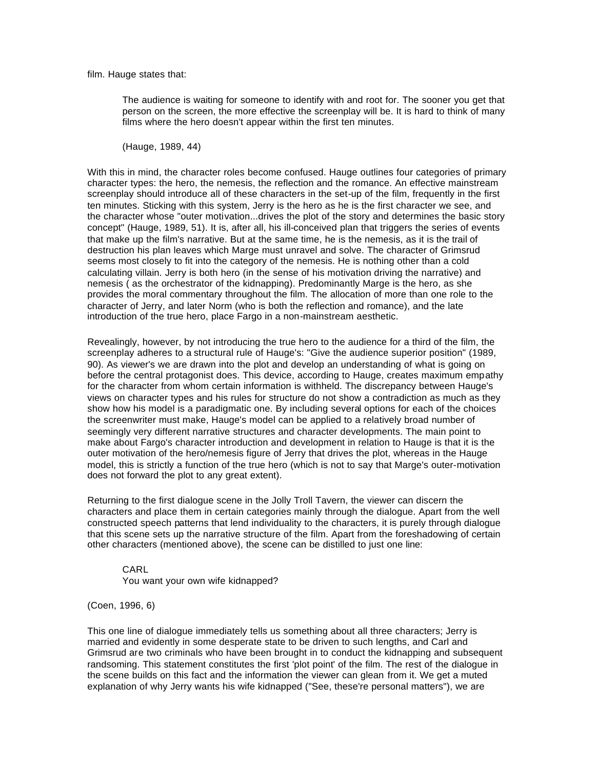film. Hauge states that:

> The audience is waiting for someone to identify with and root for. The sooner you get that person on the screen, the more effective the screenplay will be. It is hard to think of many films where the hero doesn't appear within the first ten minutes.
>
> (Hauge, 1989, 44)

With this in mind, the character roles become confused. Hauge outlines four categories of primary character types: the hero, the nemesis, the reflection and the romance. An effective mainstream screenplay should introduce all of these characters in the set-up of the film, frequently in the first ten minutes. Sticking with this system, Jerry is the hero as he is the first character we see, and the character whose "outer motivation...drives the plot of the story and determines the basic story concept" (Hauge, 1989, 51). It is, after all, his ill-conceived plan that triggers the series of events that make up the film's narrative. But at the same time, he is the nemesis, as it is the trail of destruction his plan leaves which Marge must unravel and solve. The character of Grimsrud seems most closely to fit into the category of the nemesis. He is nothing other than a cold calculating villain. Jerry is both hero (in the sense of his motivation driving the narrative) and nemesis ( as the orchestrator of the kidnapping). Predominantly Marge is the hero, as she provides the moral commentary throughout the film. The allocation of more than one role to the character of Jerry, and later Norm (who is both the reflection and romance), and the late introduction of the true hero, place Fargo in a non-mainstream aesthetic.

Revealingly, however, by not introducing the true hero to the audience for a third of the film, the screenplay adheres to a structural rule of Hauge's: "Give the audience superior position" (1989, 90). As viewer's we are drawn into the plot and develop an understanding of what is going on before the central protagonist does. This device, according to Hauge, creates maximum empathy for the character from whom certain information is withheld. The discrepancy between Hauge's views on character types and his rules for structure do not show a contradiction as much as they show how his model is a paradigmatic one. By including several options for each of the choices the screenwriter must make, Hauge's model can be applied to a relatively broad number of seemingly very different narrative structures and character developments. The main point to make about Fargo's character introduction and development in relation to Hauge is that it is the outer motivation of the hero/nemesis figure of Jerry that drives the plot, whereas in the Hauge model, this is strictly a function of the true hero (which is not to say that Marge's outer-motivation does not forward the plot to any great extent).

Returning to the first dialogue scene in the Jolly Troll Tavern, the viewer can discern the characters and place them in certain categories mainly through the dialogue. Apart from the well constructed speech patterns that lend individuality to the characters, it is purely through dialogue that this scene sets up the narrative structure of the film. Apart from the foreshadowing of certain other characters (mentioned above), the scene can be distilled to just one line:

> CARL
> You want your own wife kidnapped?

(Coen, 1996, 6)

This one line of dialogue immediately tells us something about all three characters; Jerry is married and evidently in some desperate state to be driven to such lengths, and Carl and Grimsrud are two criminals who have been brought in to conduct the kidnapping and subsequent randsoming. This statement constitutes the first 'plot point' of the film. The rest of the dialogue in the scene builds on this fact and the information the viewer can glean from it. We get a muted explanation of why Jerry wants his wife kidnapped ("See, these're personal matters"), we are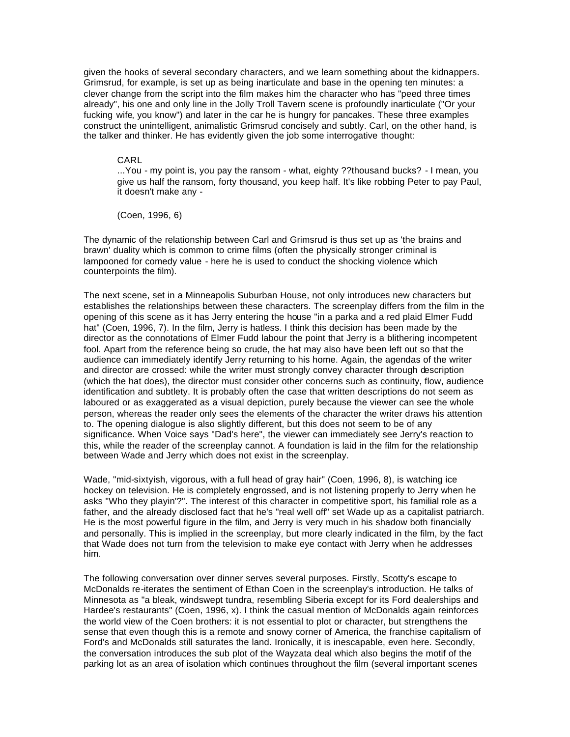given the hooks of several secondary characters, and we learn something about the kidnappers. Grimsrud, for example, is set up as being inarticulate and base in the opening ten minutes: a clever change from the script into the film makes him the character who has "peed three times already", his one and only line in the Jolly Troll Tavern scene is profoundly inarticulate ("Or your fucking wife, you know") and later in the car he is hungry for pancakes. These three examples construct the unintelligent, animalistic Grimsrud concisely and subtly. Carl, on the other hand, is the talker and thinker. He has evidently given the job some interrogative thought:

> CARL
>
> ...You - my point is, you pay the ransom - what, eighty ??thousand bucks? - I mean, you give us half the ransom, forty thousand, you keep half. It's like robbing Peter to pay Paul, it doesn't make any -
>
> (Coen, 1996, 6)

The dynamic of the relationship between Carl and Grimsrud is thus set up as 'the brains and brawn' duality which is common to crime films (often the physically stronger criminal is lampooned for comedy value - here he is used to conduct the shocking violence which counterpoints the film).

The next scene, set in a Minneapolis Suburban House, not only introduces new characters but establishes the relationships between these characters. The screenplay differs from the film in the opening of this scene as it has Jerry entering the house "in a parka and a red plaid Elmer Fudd hat" (Coen, 1996, 7). In the film, Jerry is hatless. I think this decision has been made by the director as the connotations of Elmer Fudd labour the point that Jerry is a blithering incompetent fool. Apart from the reference being so crude, the hat may also have been left out so that the audience can immediately identify Jerry returning to his home. Again, the agendas of the writer and director are crossed: while the writer must strongly convey character through description (which the hat does), the director must consider other concerns such as continuity, flow, audience identification and subtlety. It is probably often the case that written descriptions do not seem as laboured or as exaggerated as a visual depiction, purely because the viewer can see the whole person, whereas the reader only sees the elements of the character the writer draws his attention to. The opening dialogue is also slightly different, but this does not seem to be of any significance. When Voice says "Dad's here", the viewer can immediately see Jerry's reaction to this, while the reader of the screenplay cannot. A foundation is laid in the film for the relationship between Wade and Jerry which does not exist in the screenplay.

Wade, "mid-sixtyish, vigorous, with a full head of gray hair" (Coen, 1996, 8), is watching ice hockey on television. He is completely engrossed, and is not listening properly to Jerry when he asks "Who they playin'?". The interest of this character in competitive sport, his familial role as a father, and the already disclosed fact that he's "real well off" set Wade up as a capitalist patriarch. He is the most powerful figure in the film, and Jerry is very much in his shadow both financially and personally. This is implied in the screenplay, but more clearly indicated in the film, by the fact that Wade does not turn from the television to make eye contact with Jerry when he addresses him.

The following conversation over dinner serves several purposes. Firstly, Scotty's escape to McDonalds re-iterates the sentiment of Ethan Coen in the screenplay's introduction. He talks of Minnesota as "a bleak, windswept tundra, resembling Siberia except for its Ford dealerships and Hardee's restaurants" (Coen, 1996, x). I think the casual mention of McDonalds again reinforces the world view of the Coen brothers: it is not essential to plot or character, but strengthens the sense that even though this is a remote and snowy corner of America, the franchise capitalism of Ford's and McDonalds still saturates the land. Ironically, it is inescapable, even here. Secondly, the conversation introduces the sub plot of the Wayzata deal which also begins the motif of the parking lot as an area of isolation which continues throughout the film (several important scenes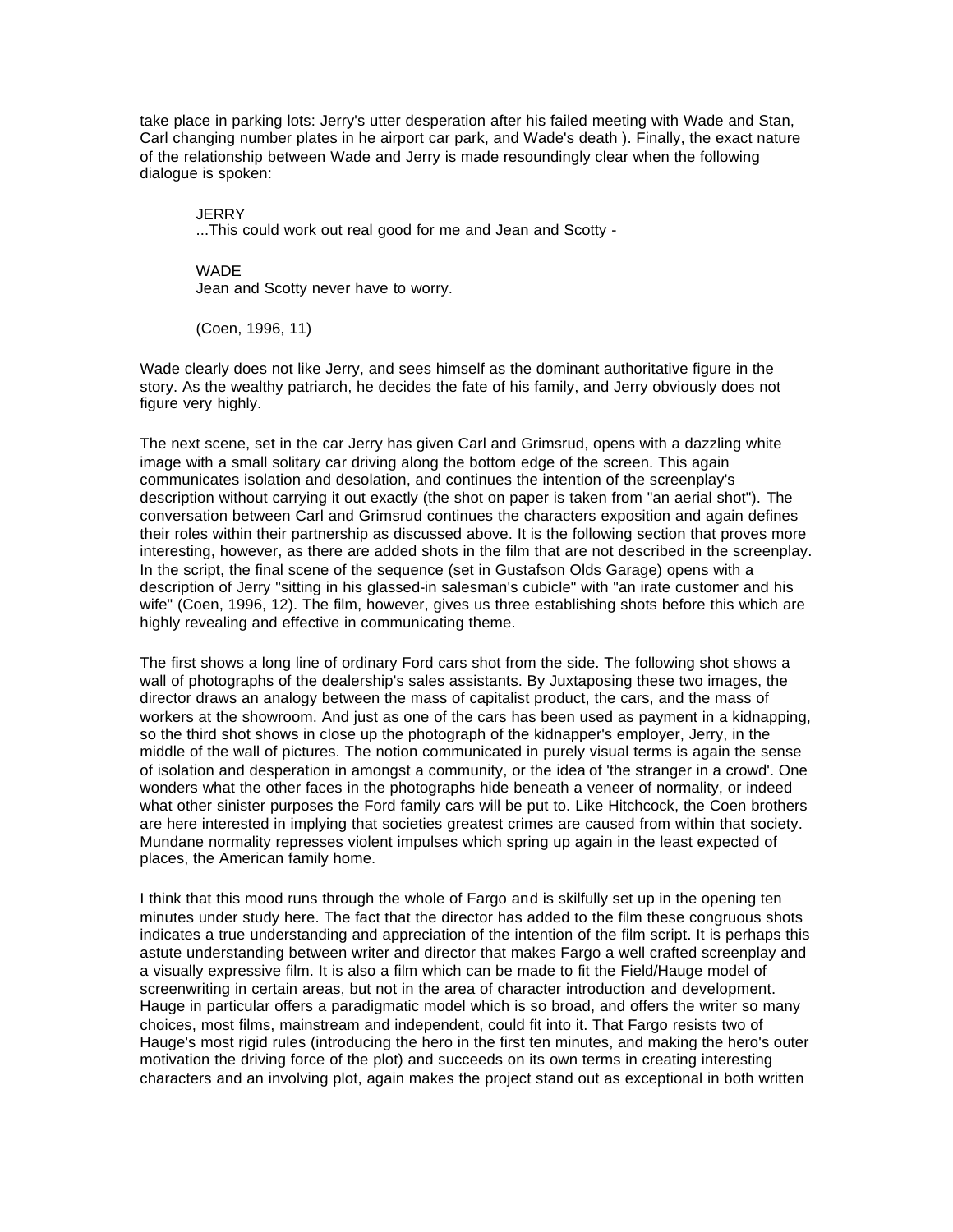take place in parking lots: Jerry's utter desperation after his failed meeting with Wade and Stan, Carl changing number plates in he airport car park, and Wade's death ). Finally, the exact nature of the relationship between Wade and Jerry is made resoundingly clear when the following dialogue is spoken:

> JERRY
> ...This could work out real good for me and Jean and Scotty -
>
> WADE
> Jean and Scotty never have to worry.
>
> (Coen, 1996, 11)

Wade clearly does not like Jerry, and sees himself as the dominant authoritative figure in the story. As the wealthy patriarch, he decides the fate of his family, and Jerry obviously does not figure very highly.

The next scene, set in the car Jerry has given Carl and Grimsrud, opens with a dazzling white image with a small solitary car driving along the bottom edge of the screen. This again communicates isolation and desolation, and continues the intention of the screenplay's description without carrying it out exactly (the shot on paper is taken from "an aerial shot"). The conversation between Carl and Grimsrud continues the characters exposition and again defines their roles within their partnership as discussed above. It is the following section that proves more interesting, however, as there are added shots in the film that are not described in the screenplay. In the script, the final scene of the sequence (set in Gustafson Olds Garage) opens with a description of Jerry "sitting in his glassed-in salesman's cubicle" with "an irate customer and his wife" (Coen, 1996, 12). The film, however, gives us three establishing shots before this which are highly revealing and effective in communicating theme.

The first shows a long line of ordinary Ford cars shot from the side. The following shot shows a wall of photographs of the dealership's sales assistants. By Juxtaposing these two images, the director draws an analogy between the mass of capitalist product, the cars, and the mass of workers at the showroom. And just as one of the cars has been used as payment in a kidnapping, so the third shot shows in close up the photograph of the kidnapper's employer, Jerry, in the middle of the wall of pictures. The notion communicated in purely visual terms is again the sense of isolation and desperation in amongst a community, or the idea of 'the stranger in a crowd'. One wonders what the other faces in the photographs hide beneath a veneer of normality, or indeed what other sinister purposes the Ford family cars will be put to. Like Hitchcock, the Coen brothers are here interested in implying that societies greatest crimes are caused from within that society. Mundane normality represses violent impulses which spring up again in the least expected of places, the American family home.

I think that this mood runs through the whole of Fargo and is skilfully set up in the opening ten minutes under study here. The fact that the director has added to the film these congruous shots indicates a true understanding and appreciation of the intention of the film script. It is perhaps this astute understanding between writer and director that makes Fargo a well crafted screenplay and a visually expressive film. It is also a film which can be made to fit the Field/Hauge model of screenwriting in certain areas, but not in the area of character introduction and development. Hauge in particular offers a paradigmatic model which is so broad, and offers the writer so many choices, most films, mainstream and independent, could fit into it. That Fargo resists two of Hauge's most rigid rules (introducing the hero in the first ten minutes, and making the hero's outer motivation the driving force of the plot) and succeeds on its own terms in creating interesting characters and an involving plot, again makes the project stand out as exceptional in both written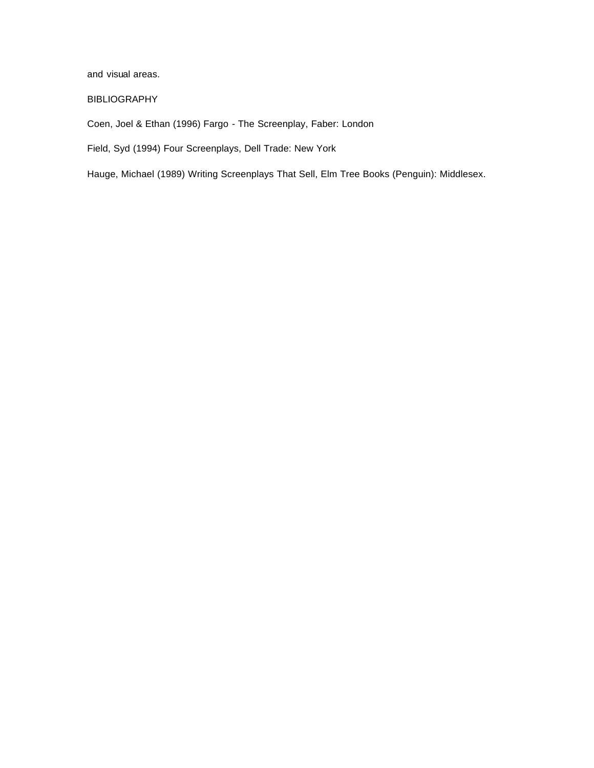and visual areas.

## BIBLIOGRAPHY

Coen, Joel & Ethan (1996) Fargo - The Screenplay, Faber: London

Field, Syd (1994) Four Screenplays, Dell Trade: New York

Hauge, Michael (1989) Writing Screenplays That Sell, Elm Tree Books (Penguin): Middlesex.